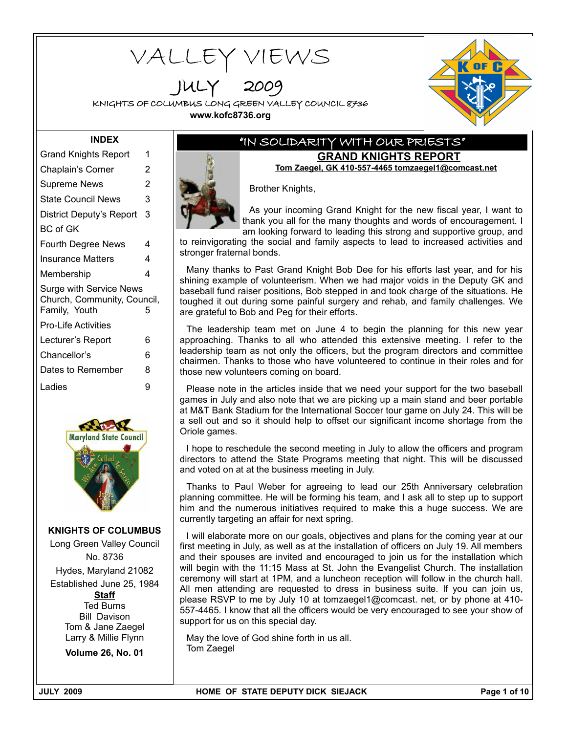# VALLEY VIEWS

## JULY 2009

KNIGHTS OF COLUMBUS LONG GREEN VALLEY COUNCIL 8736

**www.kofc8736.org**

### INDEX

| | |
|---|---|
| Grand Knights Report | 1 |
| Chaplain's Corner | 2 |
| Supreme News | 2 |
| State Council News | 3 |
| District Deputy's Report | 3 |
| BC of GK | |
| Fourth Degree News | 4 |
| Insurance Matters | 4 |
| Membership | 4 |
| Surge with Service News Church, Community, Council, Family, Youth | 5 |
| Pro-Life Activities | |
| Lecturer's Report | 6 |
| Chancellor's | 6 |
| Dates to Remember | 8 |
| Ladies | 9 |

**KNIGHTS OF COLUMBUS**

Long Green Valley Council
No. 8736
Hydes, Maryland 21082
Established June 25, 1984

**Staff**
Ted Burns
Bill Davison
Tom & Jane Zaegel
Larry & Millie Flynn

**Volume 26, No. 01**

---

"IN SOLIDARITY WITH OUR PRIESTS"

## GRAND KNIGHTS REPORT

**Tom Zaegel, GK 410-557-4465 tomzaegel1@comcast.net**

Brother Knights,

As your incoming Grand Knight for the new fiscal year, I want to thank you all for the many thoughts and words of encouragement. I am looking forward to leading this strong and supportive group, and to reinvigorating the social and family aspects to lead to increased activities and stronger fraternal bonds.

Many thanks to Past Grand Knight Bob Dee for his efforts last year, and for his shining example of volunteerism. When we had major voids in the Deputy GK and baseball fund raiser positions, Bob stepped in and took charge of the situations. He toughed it out during some painful surgery and rehab, and family challenges. We are grateful to Bob and Peg for their efforts.

The leadership team met on June 4 to begin the planning for this new year approaching. Thanks to all who attended this extensive meeting. I refer to the leadership team as not only the officers, but the program directors and committee chairmen. Thanks to those who have volunteered to continue in their roles and for those new volunteers coming on board.

Please note in the articles inside that we need your support for the two baseball games in July and also note that we are picking up a main stand and beer portable at M&T Bank Stadium for the International Soccer tour game on July 24. This will be a sell out and so it should help to offset our significant income shortage from the Oriole games.

I hope to reschedule the second meeting in July to allow the officers and program directors to attend the State Programs meeting that night. This will be discussed and voted on at at the business meeting in July.

Thanks to Paul Weber for agreeing to lead our 25th Anniversary celebration planning committee. He will be forming his team, and I ask all to step up to support him and the numerous initiatives required to make this a huge success. We are currently targeting an affair for next spring.

I will elaborate more on our goals, objectives and plans for the coming year at our first meeting in July, as well as at the installation of officers on July 19. All members and their spouses are invited and encouraged to join us for the installation which will begin with the 11:15 Mass at St. John the Evangelist Church. The installation ceremony will start at 1PM, and a luncheon reception will follow in the church hall. All men attending are requested to dress in business suite. If you can join us, please RSVP to me by July 10 at tomzaegel1@comcast. net, or by phone at 410-557-4465. I know that all the officers would be very encouraged to see your show of support for us on this special day.

May the love of God shine forth in us all.
Tom Zaegel

HOME OF STATE DEPUTY DICK SIEJACK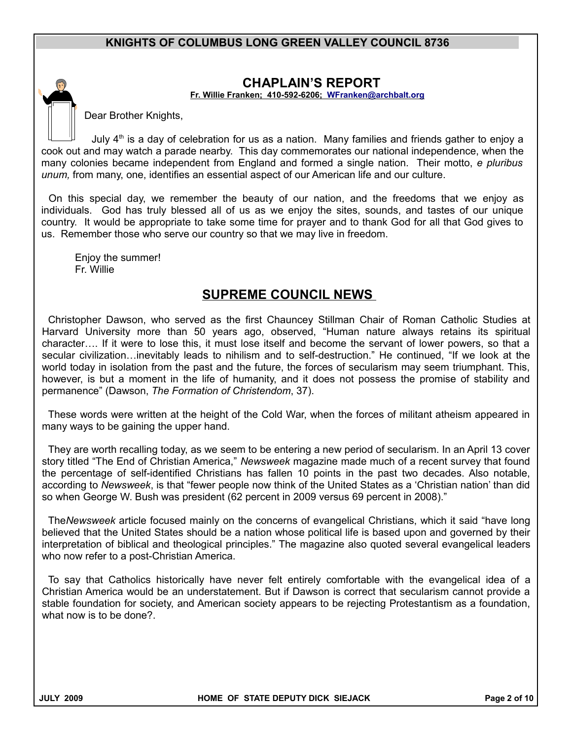## CHAPLAIN'S REPORT

**Fr. Willie Franken; 410-592-6206; WFranken@archbalt.org**

Dear Brother Knights,

July 4th is a day of celebration for us as a nation. Many families and friends gather to enjoy a cook out and may watch a parade nearby. This day commemorates our national independence, when the many colonies became independent from England and formed a single nation. Their motto, *e pluribus unum,* from many, one, identifies an essential aspect of our American life and our culture.

On this special day, we remember the beauty of our nation, and the freedoms that we enjoy as individuals. God has truly blessed all of us as we enjoy the sites, sounds, and tastes of our unique country. It would be appropriate to take some time for prayer and to thank God for all that God gives to us. Remember those who serve our country so that we may live in freedom.

Enjoy the summer!
Fr. Willie

## SUPREME COUNCIL NEWS

Christopher Dawson, who served as the first Chauncey Stillman Chair of Roman Catholic Studies at Harvard University more than 50 years ago, observed, "Human nature always retains its spiritual character…. If it were to lose this, it must lose itself and become the servant of lower powers, so that a secular civilization…inevitably leads to nihilism and to self-destruction." He continued, "If we look at the world today in isolation from the past and the future, the forces of secularism may seem triumphant. This, however, is but a moment in the life of humanity, and it does not possess the promise of stability and permanence" (Dawson, *The Formation of Christendom*, 37).

These words were written at the height of the Cold War, when the forces of militant atheism appeared in many ways to be gaining the upper hand.

They are worth recalling today, as we seem to be entering a new period of secularism. In an April 13 cover story titled "The End of Christian America," *Newsweek* magazine made much of a recent survey that found the percentage of self-identified Christians has fallen 10 points in the past two decades. Also notable, according to *Newsweek*, is that "fewer people now think of the United States as a 'Christian nation' than did so when George W. Bush was president (62 percent in 2009 versus 69 percent in 2008)."

The*Newsweek* article focused mainly on the concerns of evangelical Christians, which it said "have long believed that the United States should be a nation whose political life is based upon and governed by their interpretation of biblical and theological principles." The magazine also quoted several evangelical leaders who now refer to a post-Christian America.

To say that Catholics historically have never felt entirely comfortable with the evangelical idea of a Christian America would be an understatement. But if Dawson is correct that secularism cannot provide a stable foundation for society, and American society appears to be rejecting Protestantism as a foundation, what now is to be done?.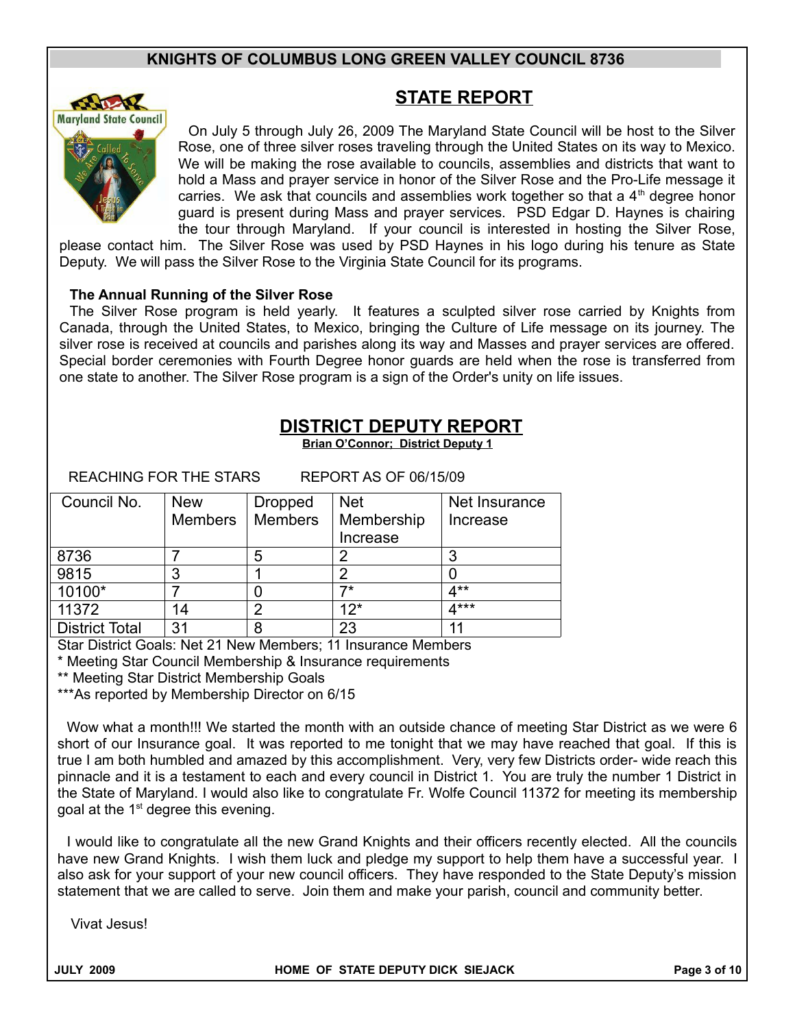# STATE REPORT

On July 5 through July 26, 2009 The Maryland State Council will be host to the Silver Rose, one of three silver roses traveling through the United States on its way to Mexico. We will be making the rose available to councils, assemblies and districts that want to hold a Mass and prayer service in honor of the Silver Rose and the Pro-Life message it carries. We ask that councils and assemblies work together so that a 4th degree honor guard is present during Mass and prayer services. PSD Edgar D. Haynes is chairing the tour through Maryland. If your council is interested in hosting the Silver Rose, please contact him. The Silver Rose was used by PSD Haynes in his logo during his tenure as State Deputy. We will pass the Silver Rose to the Virginia State Council for its programs.

**The Annual Running of the Silver Rose**

The Silver Rose program is held yearly. It features a sculpted silver rose carried by Knights from Canada, through the United States, to Mexico, bringing the Culture of Life message on its journey. The silver rose is received at councils and parishes along its way and Masses and prayer services are offered. Special border ceremonies with Fourth Degree honor guards are held when the rose is transferred from one state to another. The Silver Rose program is a sign of the Order's unity on life issues.

# DISTRICT DEPUTY REPORT

**Brian O'Connor; District Deputy 1**

REACHING FOR THE STARS REPORT AS OF 06/15/09

| Council No. | New Members | Dropped Members | Net Membership Increase | Net Insurance Increase |
|---|---|---|---|---|
| 8736 | 7 | 5 | 2 | 3 |
| 9815 | 3 | 1 | 2 | 0 |
| 10100* | 7 | 0 | 7* | 4** |
| 11372 | 14 | 2 | 12* | 4*** |
| District Total | 31 | 8 | 23 | 11 |

Star District Goals: Net 21 New Members; 11 Insurance Members

* Meeting Star Council Membership & Insurance requirements

** Meeting Star District Membership Goals

***As reported by Membership Director on 6/15

Wow what a month!!! We started the month with an outside chance of meeting Star District as we were 6 short of our Insurance goal. It was reported to me tonight that we may have reached that goal. If this is true I am both humbled and amazed by this accomplishment. Very, very few Districts order- wide reach this pinnacle and it is a testament to each and every council in District 1. You are truly the number 1 District in the State of Maryland. I would also like to congratulate Fr. Wolfe Council 11372 for meeting its membership goal at the 1st degree this evening.

I would like to congratulate all the new Grand Knights and their officers recently elected. All the councils have new Grand Knights. I wish them luck and pledge my support to help them have a successful year. I also ask for your support of your new council officers. They have responded to the State Deputy's mission statement that we are called to serve. Join them and make your parish, council and community better.

Vivat Jesus!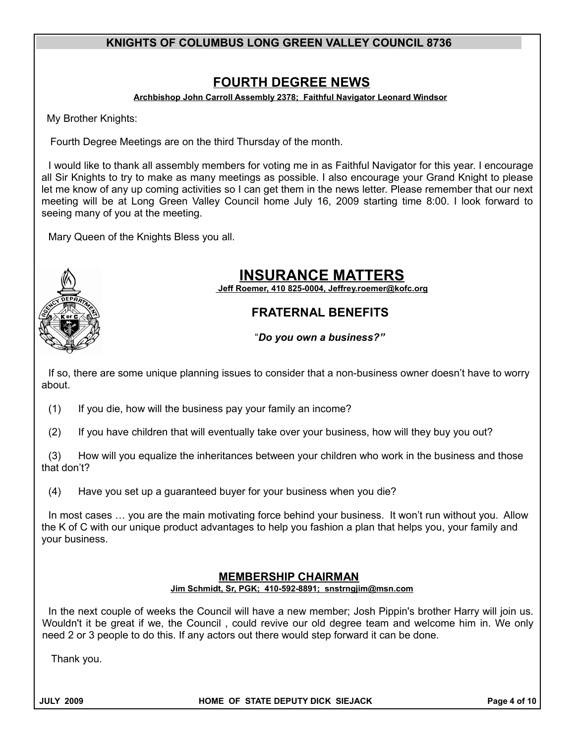## FOURTH DEGREE NEWS

**Archbishop John Carroll Assembly 2378; Faithful Navigator Leonard Windsor**

My Brother Knights:

Fourth Degree Meetings are on the third Thursday of the month.

I would like to thank all assembly members for voting me in as Faithful Navigator for this year. I encourage all Sir Knights to try to make as many meetings as possible. I also encourage your Grand Knight to please let me know of any up coming activities so I can get them in the news letter. Please remember that our next meeting will be at Long Green Valley Council home July 16, 2009 starting time 8:00. I look forward to seeing many of you at the meeting.

Mary Queen of the Knights Bless you all.

## INSURANCE MATTERS

**Jeff Roemer, 410 825-0004, Jeffrey.roemer@kofc.org**

### FRATERNAL BENEFITS

"***Do you own a business?"***

If so, there are some unique planning issues to consider that a non-business owner doesn't have to worry about.

(1) If you die, how will the business pay your family an income?

(2) If you have children that will eventually take over your business, how will they buy you out?

(3) How will you equalize the inheritances between your children who work in the business and those that don't?

(4) Have you set up a guaranteed buyer for your business when you die?

In most cases … you are the main motivating force behind your business. It won't run without you. Allow the K of C with our unique product advantages to help you fashion a plan that helps you, your family and your business.

## MEMBERSHIP CHAIRMAN

**Jim Schmidt, Sr, PGK; 410-592-8891; snstrngjim@msn.com**

In the next couple of weeks the Council will have a new member; Josh Pippin's brother Harry will join us. Wouldn't it be great if we, the Council , could revive our old degree team and welcome him in. We only need 2 or 3 people to do this. If any actors out there would step forward it can be done.

Thank you.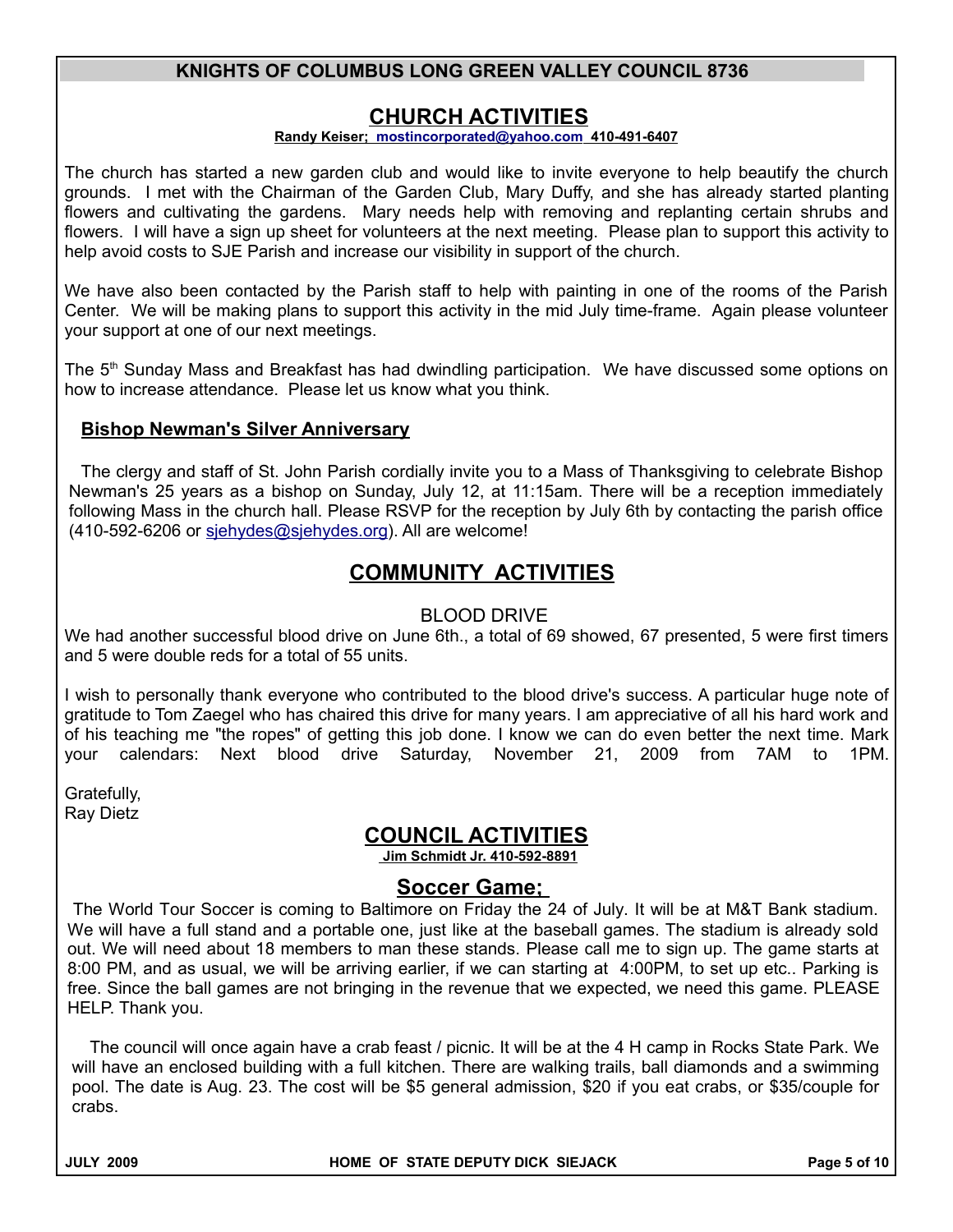## KNIGHTS OF COLUMBUS LONG GREEN VALLEY COUNCIL 8736

# CHURCH ACTIVITIES

**Randy Keiser; mostincorporated@yahoo.com 410-491-6407**

The church has started a new garden club and would like to invite everyone to help beautify the church grounds. I met with the Chairman of the Garden Club, Mary Duffy, and she has already started planting flowers and cultivating the gardens. Mary needs help with removing and replanting certain shrubs and flowers. I will have a sign up sheet for volunteers at the next meeting. Please plan to support this activity to help avoid costs to SJE Parish and increase our visibility in support of the church.

We have also been contacted by the Parish staff to help with painting in one of the rooms of the Parish Center. We will be making plans to support this activity in the mid July time-frame. Again please volunteer your support at one of our next meetings.

The 5th Sunday Mass and Breakfast has had dwindling participation. We have discussed some options on how to increase attendance. Please let us know what you think.

### Bishop Newman's Silver Anniversary

The clergy and staff of St. John Parish cordially invite you to a Mass of Thanksgiving to celebrate Bishop Newman's 25 years as a bishop on Sunday, July 12, at 11:15am. There will be a reception immediately following Mass in the church hall. Please RSVP for the reception by July 6th by contacting the parish office (410-592-6206 or sjehydes@sjehydes.org). All are welcome!

# COMMUNITY ACTIVITIES

BLOOD DRIVE

We had another successful blood drive on June 6th., a total of 69 showed, 67 presented, 5 were first timers and 5 were double reds for a total of 55 units.

I wish to personally thank everyone who contributed to the blood drive's success. A particular huge note of gratitude to Tom Zaegel who has chaired this drive for many years. I am appreciative of all his hard work and of his teaching me "the ropes" of getting this job done. I know we can do even better the next time. Mark your calendars: Next blood drive Saturday, November 21, 2009 from 7AM to 1PM.

Gratefully,
Ray Dietz

# COUNCIL ACTIVITIES

**Jim Schmidt Jr. 410-592-8891**

## Soccer Game;

The World Tour Soccer is coming to Baltimore on Friday the 24 of July. It will be at M&T Bank stadium. We will have a full stand and a portable one, just like at the baseball games. The stadium is already sold out. We will need about 18 members to man these stands. Please call me to sign up. The game starts at 8:00 PM, and as usual, we will be arriving earlier, if we can starting at 4:00PM, to set up etc.. Parking is free. Since the ball games are not bringing in the revenue that we expected, we need this game. PLEASE HELP. Thank you.

The council will once again have a crab feast / picnic. It will be at the 4 H camp in Rocks State Park. We will have an enclosed building with a full kitchen. There are walking trails, ball diamonds and a swimming pool. The date is Aug. 23. The cost will be $5 general admission, $20 if you eat crabs, or $35/couple for crabs.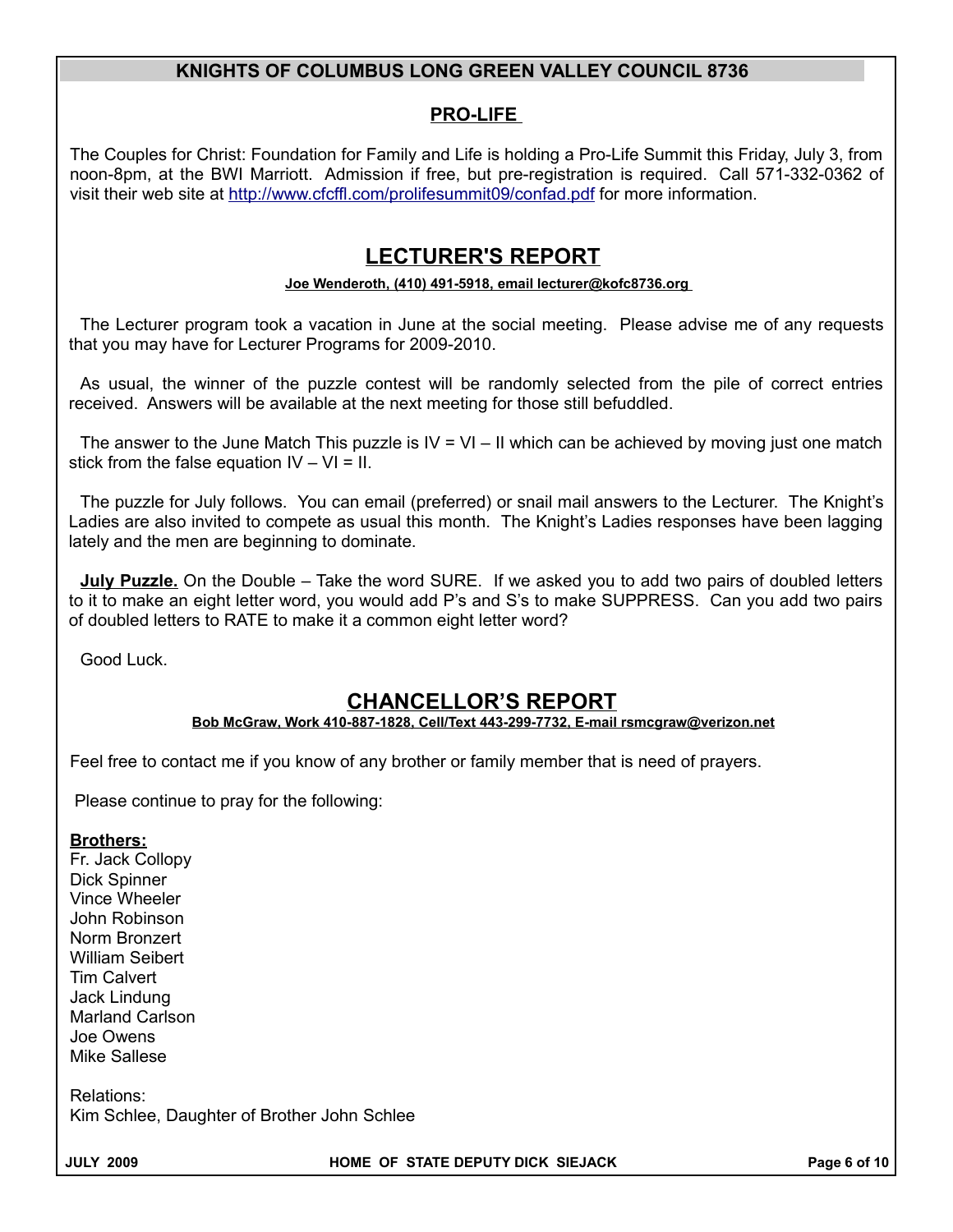## KNIGHTS OF COLUMBUS LONG GREEN VALLEY COUNCIL 8736

### PRO-LIFE

The Couples for Christ: Foundation for Family and Life is holding a Pro-Life Summit this Friday, July 3, from noon-8pm, at the BWI Marriott. Admission if free, but pre-registration is required. Call 571-332-0362 of visit their web site at http://www.cfcffl.com/prolifesummit09/confad.pdf for more information.

## LECTURER'S REPORT

**Joe Wenderoth, (410) 491-5918, email lecturer@kofc8736.org**

The Lecturer program took a vacation in June at the social meeting. Please advise me of any requests that you may have for Lecturer Programs for 2009-2010.

As usual, the winner of the puzzle contest will be randomly selected from the pile of correct entries received. Answers will be available at the next meeting for those still befuddled.

The answer to the June Match This puzzle is IV = VI – II which can be achieved by moving just one match stick from the false equation IV – VI = II.

The puzzle for July follows. You can email (preferred) or snail mail answers to the Lecturer. The Knight's Ladies are also invited to compete as usual this month. The Knight's Ladies responses have been lagging lately and the men are beginning to dominate.

**July Puzzle.** On the Double – Take the word SURE. If we asked you to add two pairs of doubled letters to it to make an eight letter word, you would add P's and S's to make SUPPRESS. Can you add two pairs of doubled letters to RATE to make it a common eight letter word?

Good Luck.

## CHANCELLOR'S REPORT

**Bob McGraw, Work 410-887-1828, Cell/Text 443-299-7732, E-mail rsmcgraw@verizon.net**

Feel free to contact me if you know of any brother or family member that is need of prayers.

Please continue to pray for the following:

**Brothers:**

Fr. Jack Collopy
Dick Spinner
Vince Wheeler
John Robinson
Norm Bronzert
William Seibert
Tim Calvert
Jack Lindung
Marland Carlson
Joe Owens
Mike Sallese

Relations:
Kim Schlee, Daughter of Brother John Schlee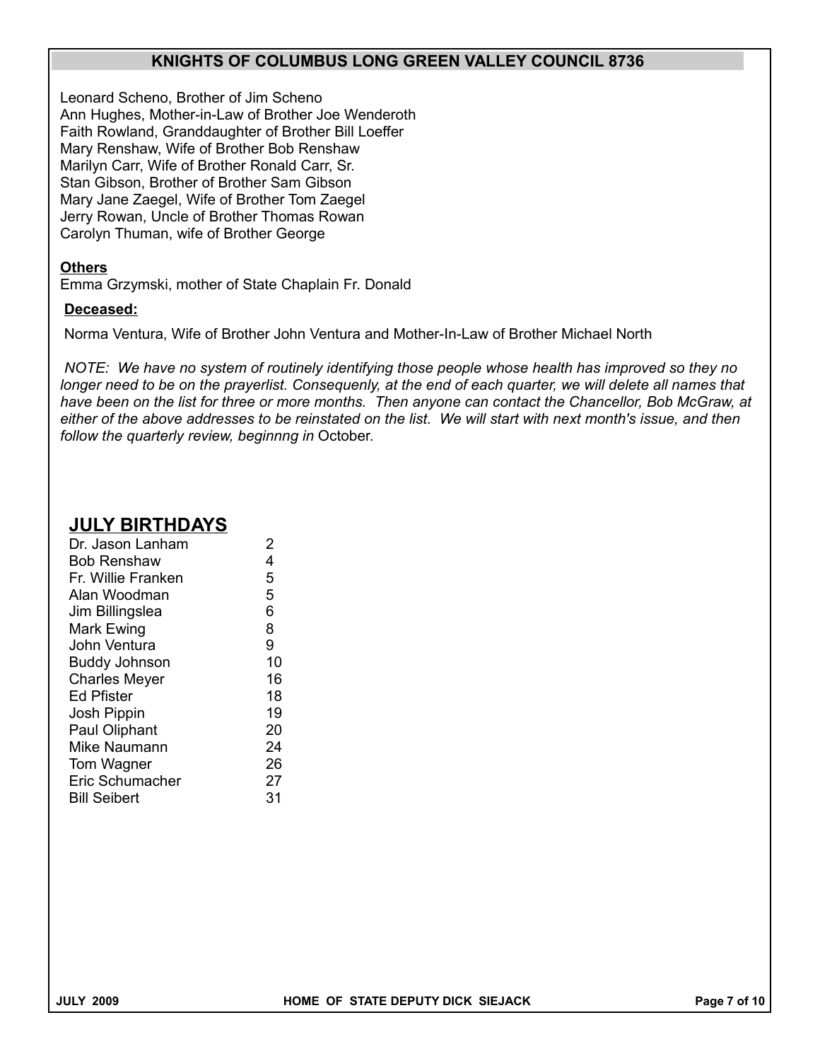Leonard Scheno, Brother of Jim Scheno
Ann Hughes, Mother-in-Law of Brother Joe Wenderoth
Faith Rowland, Granddaughter of Brother Bill Loeffer
Mary Renshaw, Wife of Brother Bob Renshaw
Marilyn Carr, Wife of Brother Ronald Carr, Sr.
Stan Gibson, Brother of Brother Sam Gibson
Mary Jane Zaegel, Wife of Brother Tom Zaegel
Jerry Rowan, Uncle of Brother Thomas Rowan
Carolyn Thuman, wife of Brother George

**Others**

Emma Grzymski, mother of State Chaplain Fr. Donald

**Deceased:**

Norma Ventura, Wife of Brother John Ventura and Mother-In-Law of Brother Michael North

*NOTE: We have no system of routinely identifying those people whose health has improved so they no longer need to be on the prayerlist. Consequenly, at the end of each quarter, we will delete all names that have been on the list for three or more months. Then anyone can contact the Chancellor, Bob McGraw, at either of the above addresses to be reinstated on the list. We will start with next month's issue, and then follow the quarterly review, beginnng in* October.

## JULY BIRTHDAYS

| | |
|---|---|
| Dr. Jason Lanham | 2 |
| Bob Renshaw | 4 |
| Fr. Willie Franken | 5 |
| Alan Woodman | 5 |
| Jim Billingslea | 6 |
| Mark Ewing | 8 |
| John Ventura | 9 |
| Buddy Johnson | 10 |
| Charles Meyer | 16 |
| Ed Pfister | 18 |
| Josh Pippin | 19 |
| Paul Oliphant | 20 |
| Mike Naumann | 24 |
| Tom Wagner | 26 |
| Eric Schumacher | 27 |
| Bill Seibert | 31 |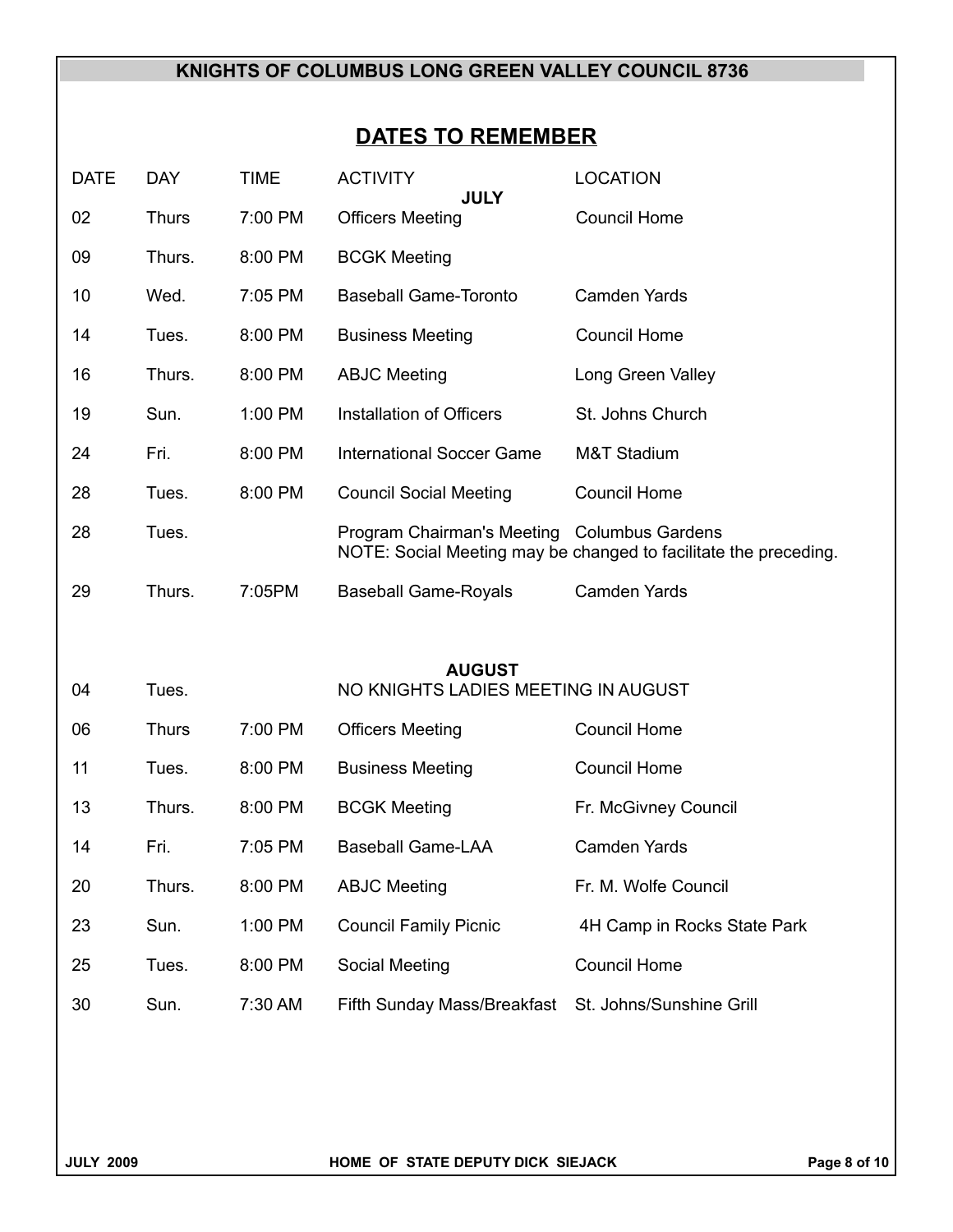**KNIGHTS OF COLUMBUS LONG GREEN VALLEY COUNCIL 8736**

## DATES TO REMEMBER

| DATE | DAY | TIME | ACTIVITY | LOCATION |
|---|---|---|---|---|
| | | | **JULY** | |
| 02 | Thurs | 7:00 PM | Officers Meeting | Council Home |
| 09 | Thurs. | 8:00 PM | BCGK Meeting | |
| 10 | Wed. | 7:05 PM | Baseball Game-Toronto | Camden Yards |
| 14 | Tues. | 8:00 PM | Business Meeting | Council Home |
| 16 | Thurs. | 8:00 PM | ABJC Meeting | Long Green Valley |
| 19 | Sun. | 1:00 PM | Installation of Officers | St. Johns Church |
| 24 | Fri. | 8:00 PM | International Soccer Game | M&T Stadium |
| 28 | Tues. | 8:00 PM | Council Social Meeting | Council Home |
| 28 | Tues. | | Program Chairman's Meeting | Columbus Gardens |
| | | | NOTE: Social Meeting may be changed to facilitate the preceding. | |
| 29 | Thurs. | 7:05PM | Baseball Game-Royals | Camden Yards |
| | | | **AUGUST** | |
| 04 | Tues. | | NO KNIGHTS LADIES MEETING IN AUGUST | |
| 06 | Thurs | 7:00 PM | Officers Meeting | Council Home |
| 11 | Tues. | 8:00 PM | Business Meeting | Council Home |
| 13 | Thurs. | 8:00 PM | BCGK Meeting | Fr. McGivney Council |
| 14 | Fri. | 7:05 PM | Baseball Game-LAA | Camden Yards |
| 20 | Thurs. | 8:00 PM | ABJC Meeting | Fr. M. Wolfe Council |
| 23 | Sun. | 1:00 PM | Council Family Picnic | 4H Camp in Rocks State Park |
| 25 | Tues. | 8:00 PM | Social Meeting | Council Home |
| 30 | Sun. | 7:30 AM | Fifth Sunday Mass/Breakfast | St. Johns/Sunshine Grill |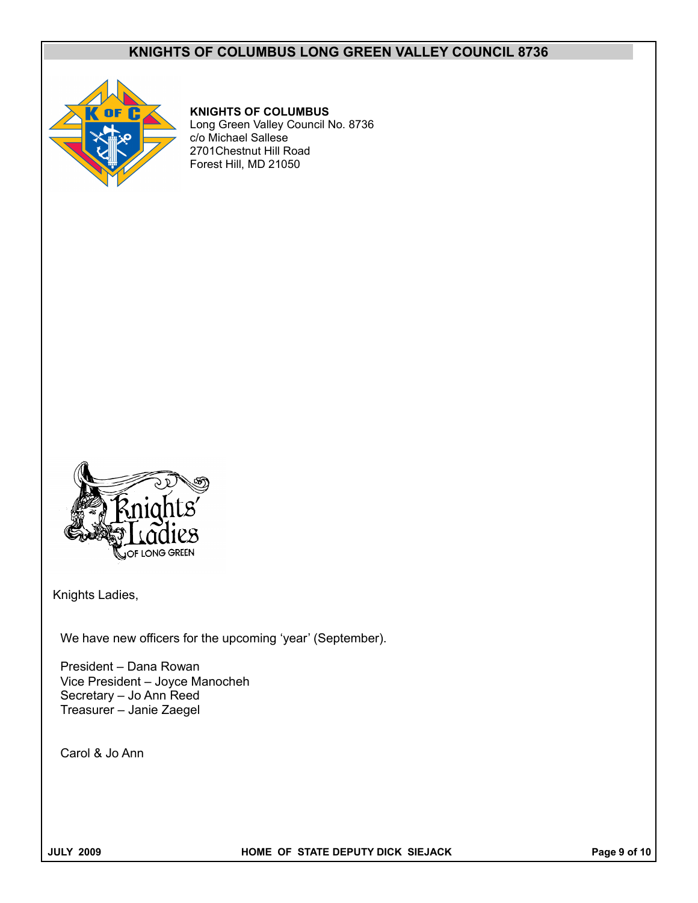**KNIGHTS OF COLUMBUS**
Long Green Valley Council No. 8736
c/o Michael Sallese
2701Chestnut Hill Road
Forest Hill, MD 21050

Knights Ladies,

We have new officers for the upcoming 'year' (September).

President – Dana Rowan
Vice President – Joyce Manocheh
Secretary – Jo Ann Reed
Treasurer – Janie Zaegel

Carol & Jo Ann